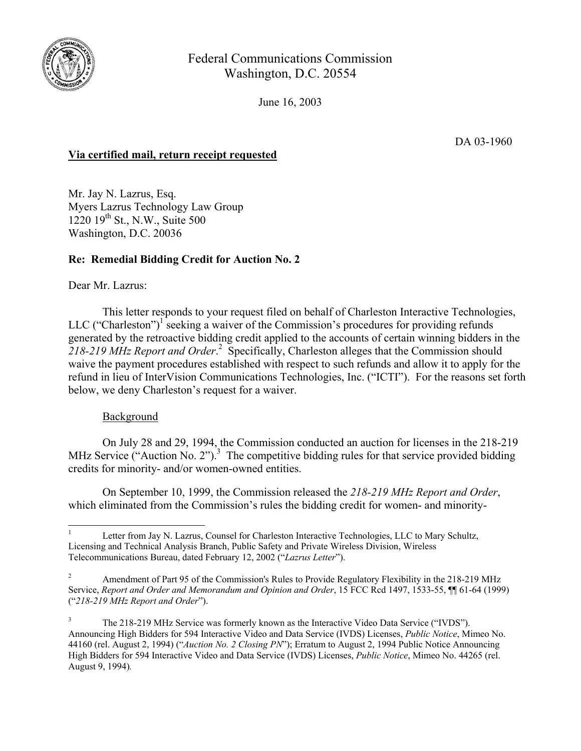Federal Communications Commission
Washington, D.C. 20554

June 16, 2003

DA 03-1960

**<u>Via certified mail, return receipt requested</u>**

Mr. Jay N. Lazrus, Esq.
Myers Lazrus Technology Law Group
1220 19th St., N.W., Suite 500
Washington, D.C. 20036

**Re: Remedial Bidding Credit for Auction No. 2**

Dear Mr. Lazrus:

This letter responds to your request filed on behalf of Charleston Interactive Technologies, LLC ("Charleston")[1] seeking a waiver of the Commission's procedures for providing refunds generated by the retroactive bidding credit applied to the accounts of certain winning bidders in the *218-219 MHz Report and Order*.[2] Specifically, Charleston alleges that the Commission should waive the payment procedures established with respect to such refunds and allow it to apply for the refund in lieu of InterVision Communications Technologies, Inc. ("ICTI"). For the reasons set forth below, we deny Charleston's request for a waiver.

<u>Background</u>

On July 28 and 29, 1994, the Commission conducted an auction for licenses in the 218-219 MHz Service ("Auction No. 2").[3] The competitive bidding rules for that service provided bidding credits for minority- and/or women-owned entities.

On September 10, 1999, the Commission released the *218-219 MHz Report and Order*, which eliminated from the Commission's rules the bidding credit for women- and minority-

---

[1] Letter from Jay N. Lazrus, Counsel for Charleston Interactive Technologies, LLC to Mary Schultz, Licensing and Technical Analysis Branch, Public Safety and Private Wireless Division, Wireless Telecommunications Bureau, dated February 12, 2002 ("*Lazrus Letter*").

[2] Amendment of Part 95 of the Commission's Rules to Provide Regulatory Flexibility in the 218-219 MHz Service, *Report and Order and Memorandum and Opinion and Order*, 15 FCC Rcd 1497, 1533-55, ¶¶ 61-64 (1999) ("*218-219 MHz Report and Order*").

[3] The 218-219 MHz Service was formerly known as the Interactive Video Data Service ("IVDS"). Announcing High Bidders for 594 Interactive Video and Data Service (IVDS) Licenses, *Public Notice*, Mimeo No. 44160 (rel. August 2, 1994) ("*Auction No. 2 Closing PN*"); Erratum to August 2, 1994 Public Notice Announcing High Bidders for 594 Interactive Video and Data Service (IVDS) Licenses, *Public Notice*, Mimeo No. 44265 (rel. August 9, 1994).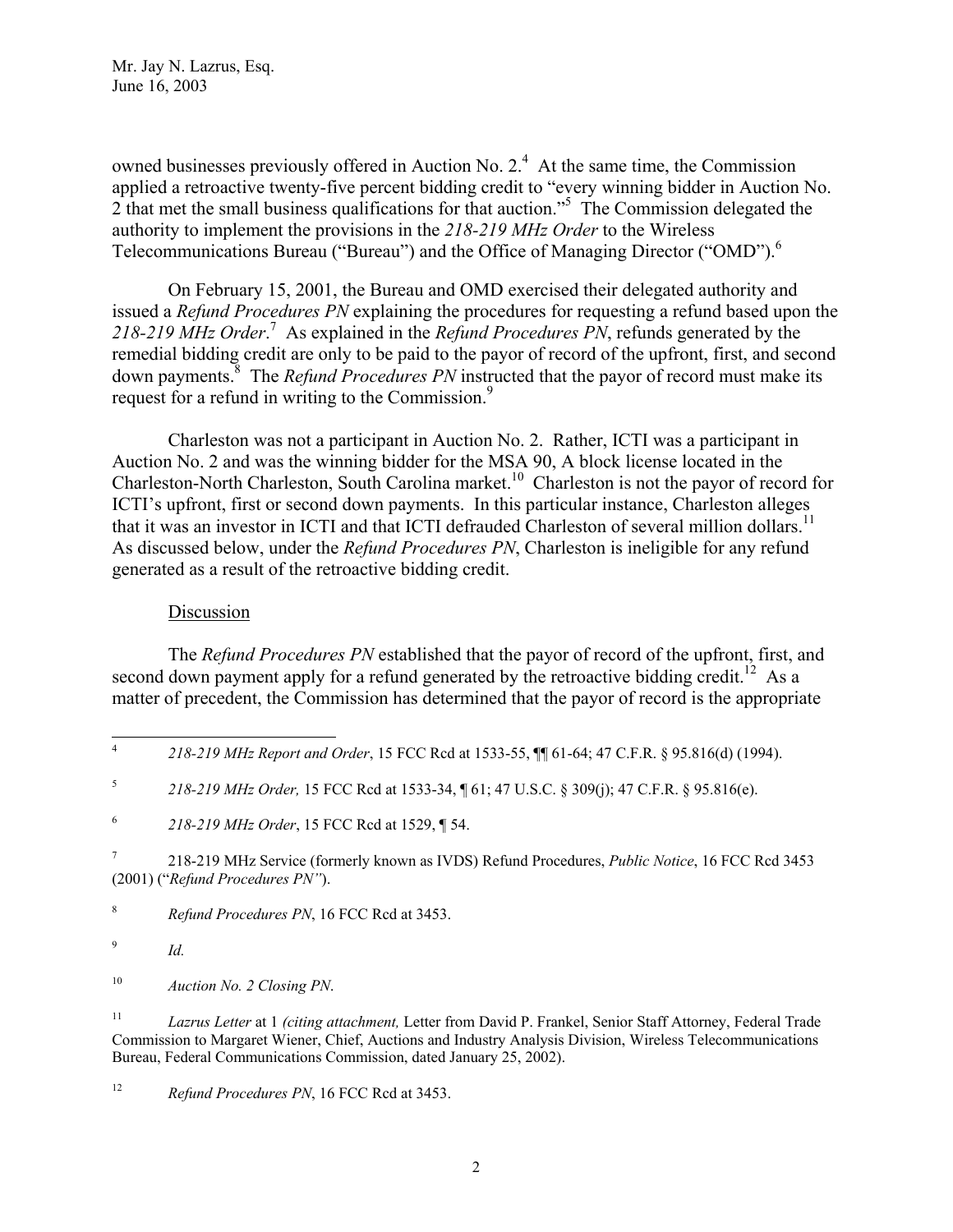owned businesses previously offered in Auction No. 2.[4] At the same time, the Commission applied a retroactive twenty-five percent bidding credit to "every winning bidder in Auction No. 2 that met the small business qualifications for that auction."[5] The Commission delegated the authority to implement the provisions in the *218-219 MHz Order* to the Wireless Telecommunications Bureau ("Bureau") and the Office of Managing Director ("OMD").[6]

On February 15, 2001, the Bureau and OMD exercised their delegated authority and issued a *Refund Procedures PN* explaining the procedures for requesting a refund based upon the *218-219 MHz Order*.[7] As explained in the *Refund Procedures PN*, refunds generated by the remedial bidding credit are only to be paid to the payor of record of the upfront, first, and second down payments.[8] The *Refund Procedures PN* instructed that the payor of record must make its request for a refund in writing to the Commission.[9]

Charleston was not a participant in Auction No. 2. Rather, ICTI was a participant in Auction No. 2 and was the winning bidder for the MSA 90, A block license located in the Charleston-North Charleston, South Carolina market.[10] Charleston is not the payor of record for ICTI's upfront, first or second down payments. In this particular instance, Charleston alleges that it was an investor in ICTI and that ICTI defrauded Charleston of several million dollars.[11] As discussed below, under the *Refund Procedures PN*, Charleston is ineligible for any refund generated as a result of the retroactive bidding credit.

<u>Discussion</u>

The *Refund Procedures PN* established that the payor of record of the upfront, first, and second down payment apply for a refund generated by the retroactive bidding credit.[12] As a matter of precedent, the Commission has determined that the payor of record is the appropriate

---

[4] *218-219 MHz Report and Order*, 15 FCC Rcd at 1533-55, ¶¶ 61-64; 47 C.F.R. § 95.816(d) (1994).

[5] *218-219 MHz Order,* 15 FCC Rcd at 1533-34, ¶ 61; 47 U.S.C. § 309(j); 47 C.F.R. § 95.816(e).

[6] *218-219 MHz Order*, 15 FCC Rcd at 1529, ¶ 54.

[7] 218-219 MHz Service (formerly known as IVDS) Refund Procedures, *Public Notice*, 16 FCC Rcd 3453 (2001) ("*Refund Procedures PN"*).

[8] *Refund Procedures PN*, 16 FCC Rcd at 3453.

[9] *Id.*

[10] *Auction No. 2 Closing PN*.

[11] *Lazrus Letter* at 1 *(citing attachment,* Letter from David P. Frankel, Senior Staff Attorney, Federal Trade Commission to Margaret Wiener, Chief, Auctions and Industry Analysis Division, Wireless Telecommunications Bureau, Federal Communications Commission, dated January 25, 2002).

[12] *Refund Procedures PN*, 16 FCC Rcd at 3453.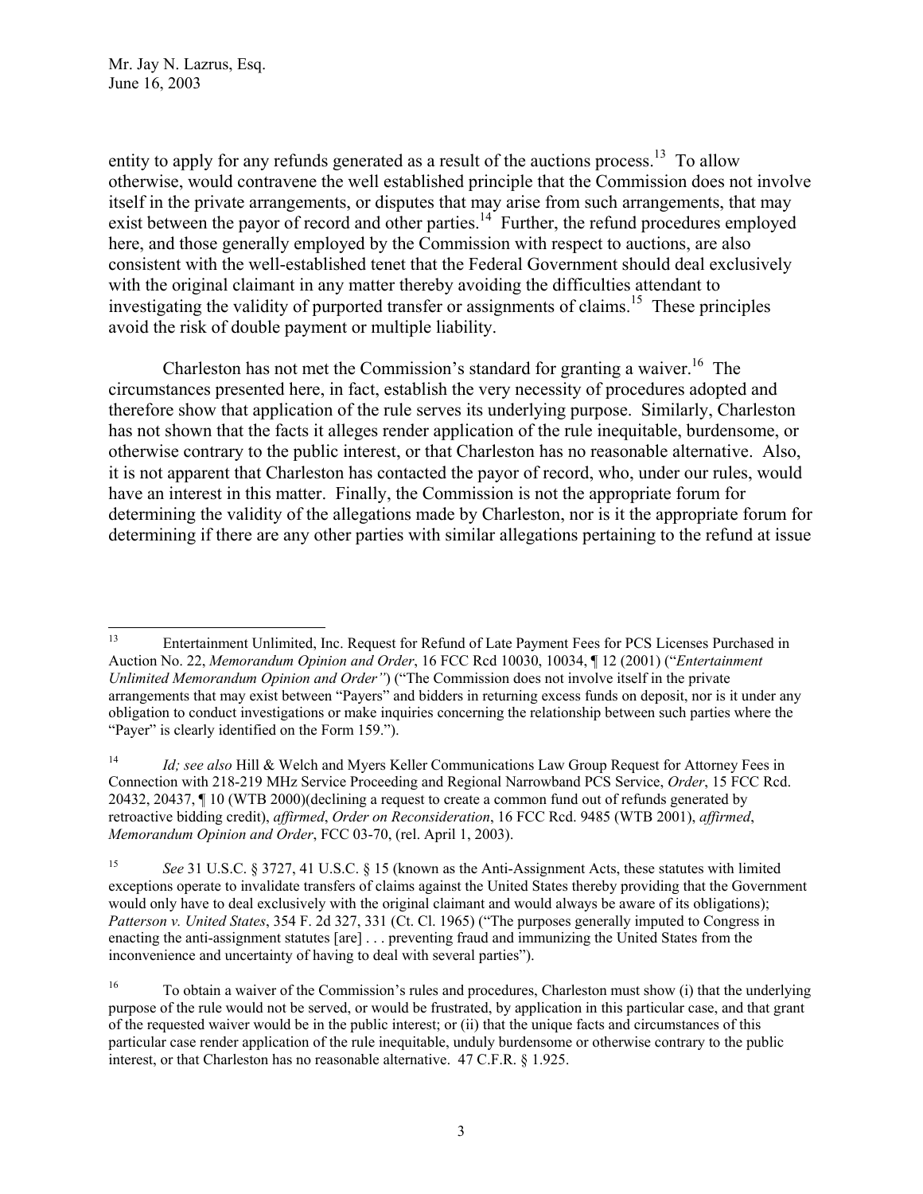entity to apply for any refunds generated as a result of the auctions process.[13] To allow otherwise, would contravene the well established principle that the Commission does not involve itself in the private arrangements, or disputes that may arise from such arrangements, that may exist between the payor of record and other parties.[14] Further, the refund procedures employed here, and those generally employed by the Commission with respect to auctions, are also consistent with the well-established tenet that the Federal Government should deal exclusively with the original claimant in any matter thereby avoiding the difficulties attendant to investigating the validity of purported transfer or assignments of claims.[15] These principles avoid the risk of double payment or multiple liability.

Charleston has not met the Commission's standard for granting a waiver.[16] The circumstances presented here, in fact, establish the very necessity of procedures adopted and therefore show that application of the rule serves its underlying purpose. Similarly, Charleston has not shown that the facts it alleges render application of the rule inequitable, burdensome, or otherwise contrary to the public interest, or that Charleston has no reasonable alternative. Also, it is not apparent that Charleston has contacted the payor of record, who, under our rules, would have an interest in this matter. Finally, the Commission is not the appropriate forum for determining the validity of the allegations made by Charleston, nor is it the appropriate forum for determining if there are any other parties with similar allegations pertaining to the refund at issue

---

[13] Entertainment Unlimited, Inc. Request for Refund of Late Payment Fees for PCS Licenses Purchased in Auction No. 22, *Memorandum Opinion and Order*, 16 FCC Rcd 10030, 10034, ¶ 12 (2001) ("*Entertainment Unlimited Memorandum Opinion and Order"*) ("The Commission does not involve itself in the private arrangements that may exist between "Payers" and bidders in returning excess funds on deposit, nor is it under any obligation to conduct investigations or make inquiries concerning the relationship between such parties where the "Payer" is clearly identified on the Form 159.").

[14] *Id; see also* Hill & Welch and Myers Keller Communications Law Group Request for Attorney Fees in Connection with 218-219 MHz Service Proceeding and Regional Narrowband PCS Service, *Order*, 15 FCC Rcd. 20432, 20437, ¶ 10 (WTB 2000)(declining a request to create a common fund out of refunds generated by retroactive bidding credit), *affirmed*, *Order on Reconsideration*, 16 FCC Rcd. 9485 (WTB 2001), *affirmed*, *Memorandum Opinion and Order*, FCC 03-70, (rel. April 1, 2003).

[15] *See* 31 U.S.C. § 3727, 41 U.S.C. § 15 (known as the Anti-Assignment Acts, these statutes with limited exceptions operate to invalidate transfers of claims against the United States thereby providing that the Government would only have to deal exclusively with the original claimant and would always be aware of its obligations); *Patterson v. United States*, 354 F. 2d 327, 331 (Ct. Cl. 1965) ("The purposes generally imputed to Congress in enacting the anti-assignment statutes [are] . . . preventing fraud and immunizing the United States from the inconvenience and uncertainty of having to deal with several parties").

[16] To obtain a waiver of the Commission's rules and procedures, Charleston must show (i) that the underlying purpose of the rule would not be served, or would be frustrated, by application in this particular case, and that grant of the requested waiver would be in the public interest; or (ii) that the unique facts and circumstances of this particular case render application of the rule inequitable, unduly burdensome or otherwise contrary to the public interest, or that Charleston has no reasonable alternative. 47 C.F.R. § 1.925.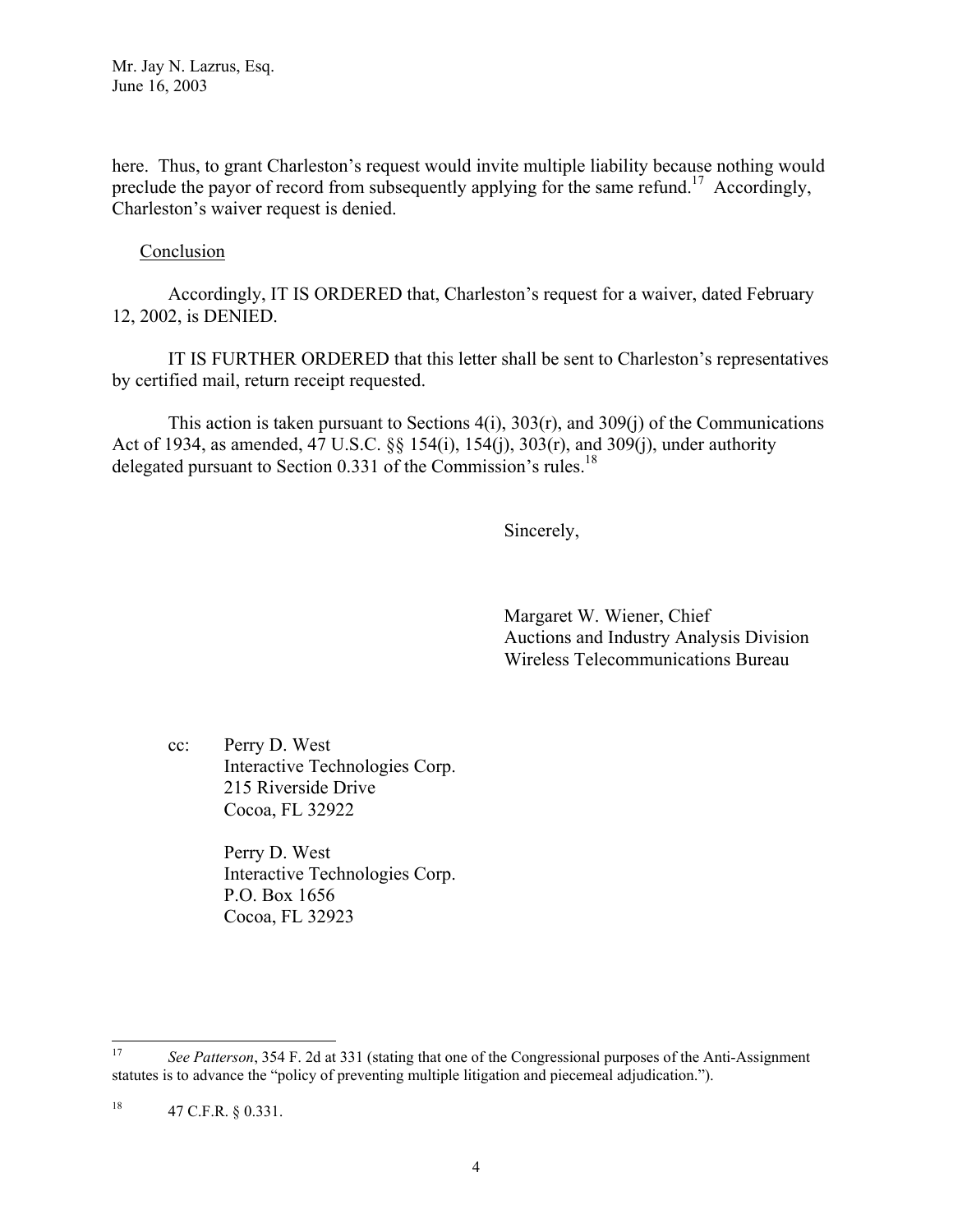here. Thus, to grant Charleston's request would invite multiple liability because nothing would preclude the payor of record from subsequently applying for the same refund.[17] Accordingly, Charleston's waiver request is denied.

Conclusion

Accordingly, IT IS ORDERED that, Charleston's request for a waiver, dated February 12, 2002, is DENIED.

IT IS FURTHER ORDERED that this letter shall be sent to Charleston's representatives by certified mail, return receipt requested.

This action is taken pursuant to Sections 4(i), 303(r), and 309(j) of the Communications Act of 1934, as amended, 47 U.S.C. §§ 154(i), 154(j), 303(r), and 309(j), under authority delegated pursuant to Section 0.331 of the Commission's rules.[18]

Sincerely,

Margaret W. Wiener, Chief
Auctions and Industry Analysis Division
Wireless Telecommunications Bureau

cc: Perry D. West
Interactive Technologies Corp.
215 Riverside Drive
Cocoa, FL 32922

Perry D. West
Interactive Technologies Corp.
P.O. Box 1656
Cocoa, FL 32923

---

[17] *See Patterson*, 354 F. 2d at 331 (stating that one of the Congressional purposes of the Anti-Assignment statutes is to advance the "policy of preventing multiple litigation and piecemeal adjudication.").

[18] 47 C.F.R. § 0.331.